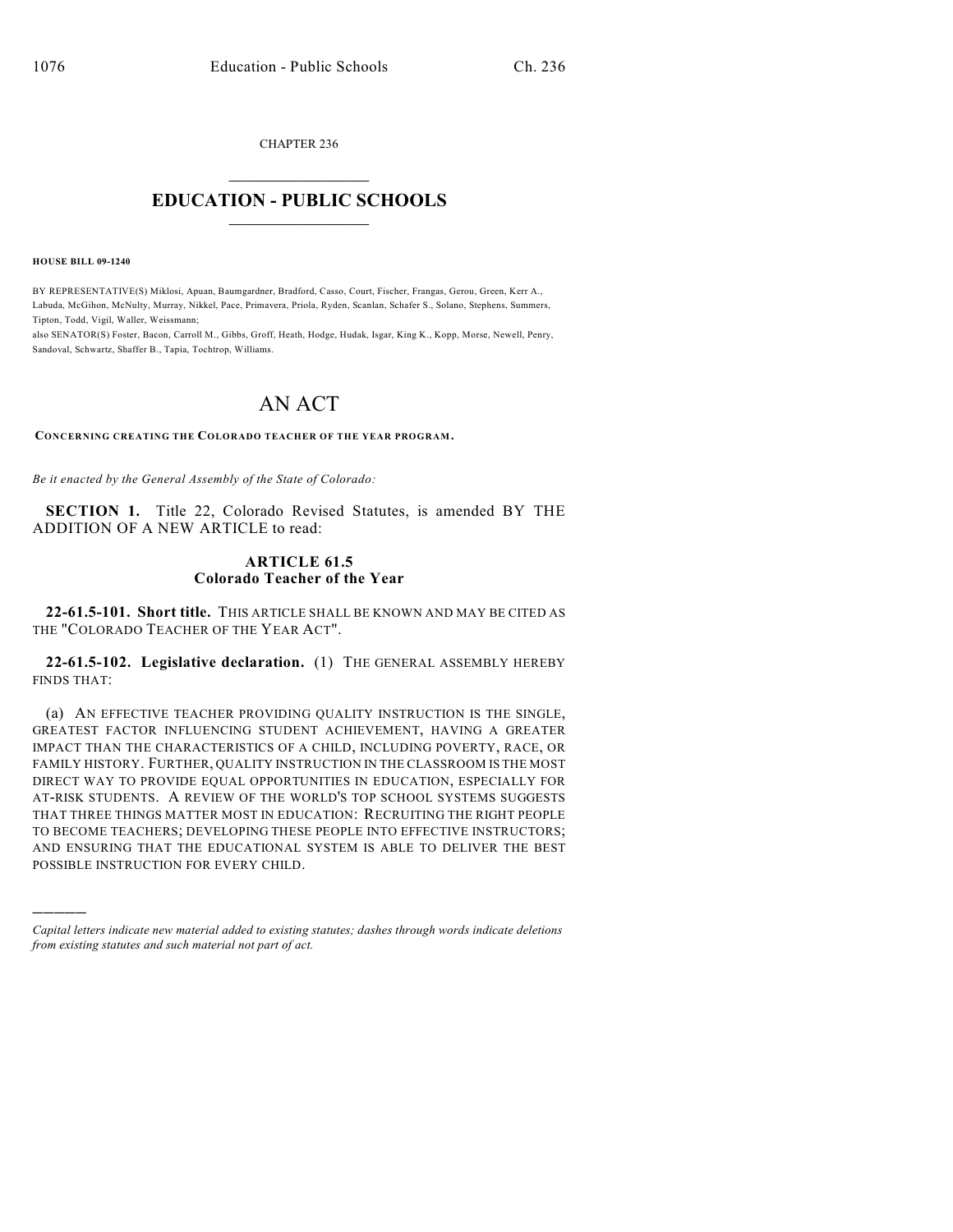CHAPTER 236

# EDUCATION - PUBLIC SCHOOLS

**HOUSE BILL 09-1240**

BY REPRESENTATIVE(S) Miklosi, Apuan, Baumgardner, Bradford, Casso, Court, Fischer, Frangas, Gerou, Green, Kerr A., Labuda, McGihon, McNulty, Murray, Nikkel, Pace, Primavera, Priola, Ryden, Scanlan, Schafer S., Solano, Stephens, Summers, Tipton, Todd, Vigil, Waller, Weissmann;
also SENATOR(S) Foster, Bacon, Carroll M., Gibbs, Groff, Heath, Hodge, Hudak, Isgar, King K., Kopp, Morse, Newell, Penry, Sandoval, Schwartz, Shaffer B., Tapia, Tochtrop, Williams.

# AN ACT

**CONCERNING CREATING THE COLORADO TEACHER OF THE YEAR PROGRAM.**

*Be it enacted by the General Assembly of the State of Colorado:*

**SECTION 1.** Title 22, Colorado Revised Statutes, is amended BY THE ADDITION OF A NEW ARTICLE to read:

## ARTICLE 61.5
## Colorado Teacher of the Year

**22-61.5-101. Short title.** THIS ARTICLE SHALL BE KNOWN AND MAY BE CITED AS THE "COLORADO TEACHER OF THE YEAR ACT".

**22-61.5-102. Legislative declaration.** (1) THE GENERAL ASSEMBLY HEREBY FINDS THAT:

(a) AN EFFECTIVE TEACHER PROVIDING QUALITY INSTRUCTION IS THE SINGLE, GREATEST FACTOR INFLUENCING STUDENT ACHIEVEMENT, HAVING A GREATER IMPACT THAN THE CHARACTERISTICS OF A CHILD, INCLUDING POVERTY, RACE, OR FAMILY HISTORY. FURTHER, QUALITY INSTRUCTION IN THE CLASSROOM IS THE MOST DIRECT WAY TO PROVIDE EQUAL OPPORTUNITIES IN EDUCATION, ESPECIALLY FOR AT-RISK STUDENTS. A REVIEW OF THE WORLD'S TOP SCHOOL SYSTEMS SUGGESTS THAT THREE THINGS MATTER MOST IN EDUCATION: RECRUITING THE RIGHT PEOPLE TO BECOME TEACHERS; DEVELOPING THESE PEOPLE INTO EFFECTIVE INSTRUCTORS; AND ENSURING THAT THE EDUCATIONAL SYSTEM IS ABLE TO DELIVER THE BEST POSSIBLE INSTRUCTION FOR EVERY CHILD.

---

*Capital letters indicate new material added to existing statutes; dashes through words indicate deletions from existing statutes and such material not part of act.*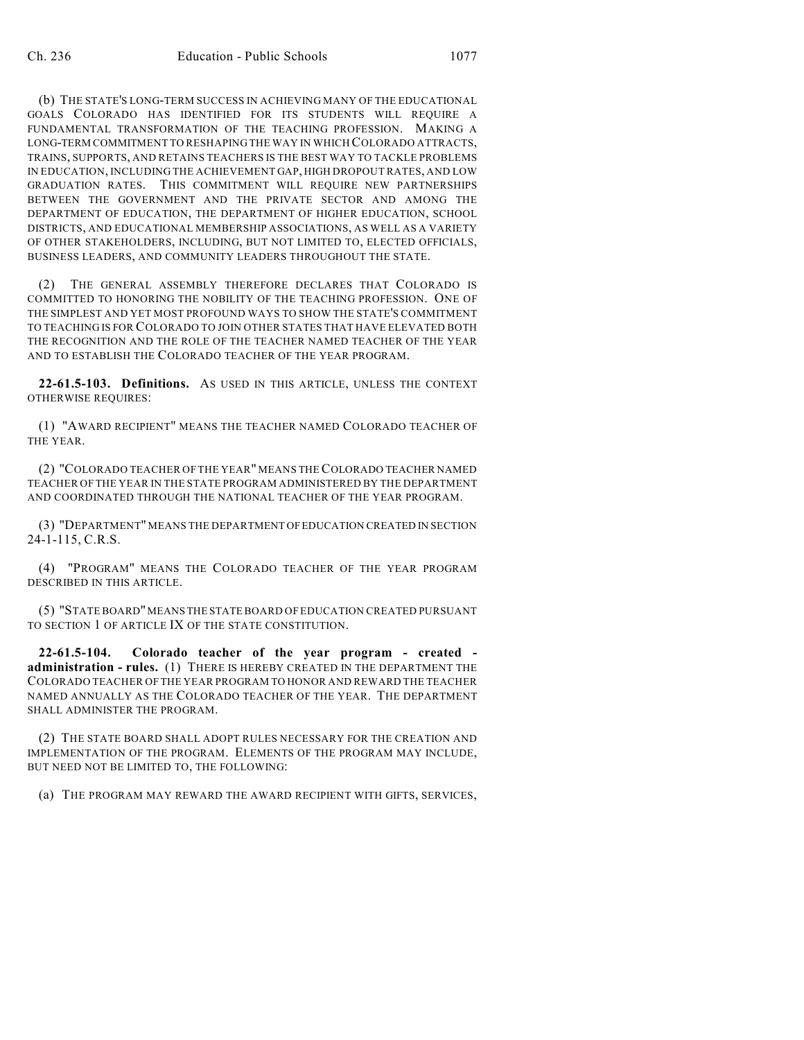(b) THE STATE'S LONG-TERM SUCCESS IN ACHIEVING MANY OF THE EDUCATIONAL GOALS COLORADO HAS IDENTIFIED FOR ITS STUDENTS WILL REQUIRE A FUNDAMENTAL TRANSFORMATION OF THE TEACHING PROFESSION. MAKING A LONG-TERM COMMITMENT TO RESHAPING THE WAY IN WHICH COLORADO ATTRACTS, TRAINS, SUPPORTS, AND RETAINS TEACHERS IS THE BEST WAY TO TACKLE PROBLEMS IN EDUCATION, INCLUDING THE ACHIEVEMENT GAP, HIGH DROPOUT RATES, AND LOW GRADUATION RATES. THIS COMMITMENT WILL REQUIRE NEW PARTNERSHIPS BETWEEN THE GOVERNMENT AND THE PRIVATE SECTOR AND AMONG THE DEPARTMENT OF EDUCATION, THE DEPARTMENT OF HIGHER EDUCATION, SCHOOL DISTRICTS, AND EDUCATIONAL MEMBERSHIP ASSOCIATIONS, AS WELL AS A VARIETY OF OTHER STAKEHOLDERS, INCLUDING, BUT NOT LIMITED TO, ELECTED OFFICIALS, BUSINESS LEADERS, AND COMMUNITY LEADERS THROUGHOUT THE STATE.

(2) THE GENERAL ASSEMBLY THEREFORE DECLARES THAT COLORADO IS COMMITTED TO HONORING THE NOBILITY OF THE TEACHING PROFESSION. ONE OF THE SIMPLEST AND YET MOST PROFOUND WAYS TO SHOW THE STATE'S COMMITMENT TO TEACHING IS FOR COLORADO TO JOIN OTHER STATES THAT HAVE ELEVATED BOTH THE RECOGNITION AND THE ROLE OF THE TEACHER NAMED TEACHER OF THE YEAR AND TO ESTABLISH THE COLORADO TEACHER OF THE YEAR PROGRAM.

**22-61.5-103. Definitions.** AS USED IN THIS ARTICLE, UNLESS THE CONTEXT OTHERWISE REQUIRES:

(1) "AWARD RECIPIENT" MEANS THE TEACHER NAMED COLORADO TEACHER OF THE YEAR.

(2) "COLORADO TEACHER OF THE YEAR" MEANS THE COLORADO TEACHER NAMED TEACHER OF THE YEAR IN THE STATE PROGRAM ADMINISTERED BY THE DEPARTMENT AND COORDINATED THROUGH THE NATIONAL TEACHER OF THE YEAR PROGRAM.

(3) "DEPARTMENT" MEANS THE DEPARTMENT OF EDUCATION CREATED IN SECTION 24-1-115, C.R.S.

(4) "PROGRAM" MEANS THE COLORADO TEACHER OF THE YEAR PROGRAM DESCRIBED IN THIS ARTICLE.

(5) "STATE BOARD" MEANS THE STATE BOARD OF EDUCATION CREATED PURSUANT TO SECTION 1 OF ARTICLE IX OF THE STATE CONSTITUTION.

**22-61.5-104. Colorado teacher of the year program - created - administration - rules.** (1) THERE IS HEREBY CREATED IN THE DEPARTMENT THE COLORADO TEACHER OF THE YEAR PROGRAM TO HONOR AND REWARD THE TEACHER NAMED ANNUALLY AS THE COLORADO TEACHER OF THE YEAR. THE DEPARTMENT SHALL ADMINISTER THE PROGRAM.

(2) THE STATE BOARD SHALL ADOPT RULES NECESSARY FOR THE CREATION AND IMPLEMENTATION OF THE PROGRAM. ELEMENTS OF THE PROGRAM MAY INCLUDE, BUT NEED NOT BE LIMITED TO, THE FOLLOWING:

(a) THE PROGRAM MAY REWARD THE AWARD RECIPIENT WITH GIFTS, SERVICES,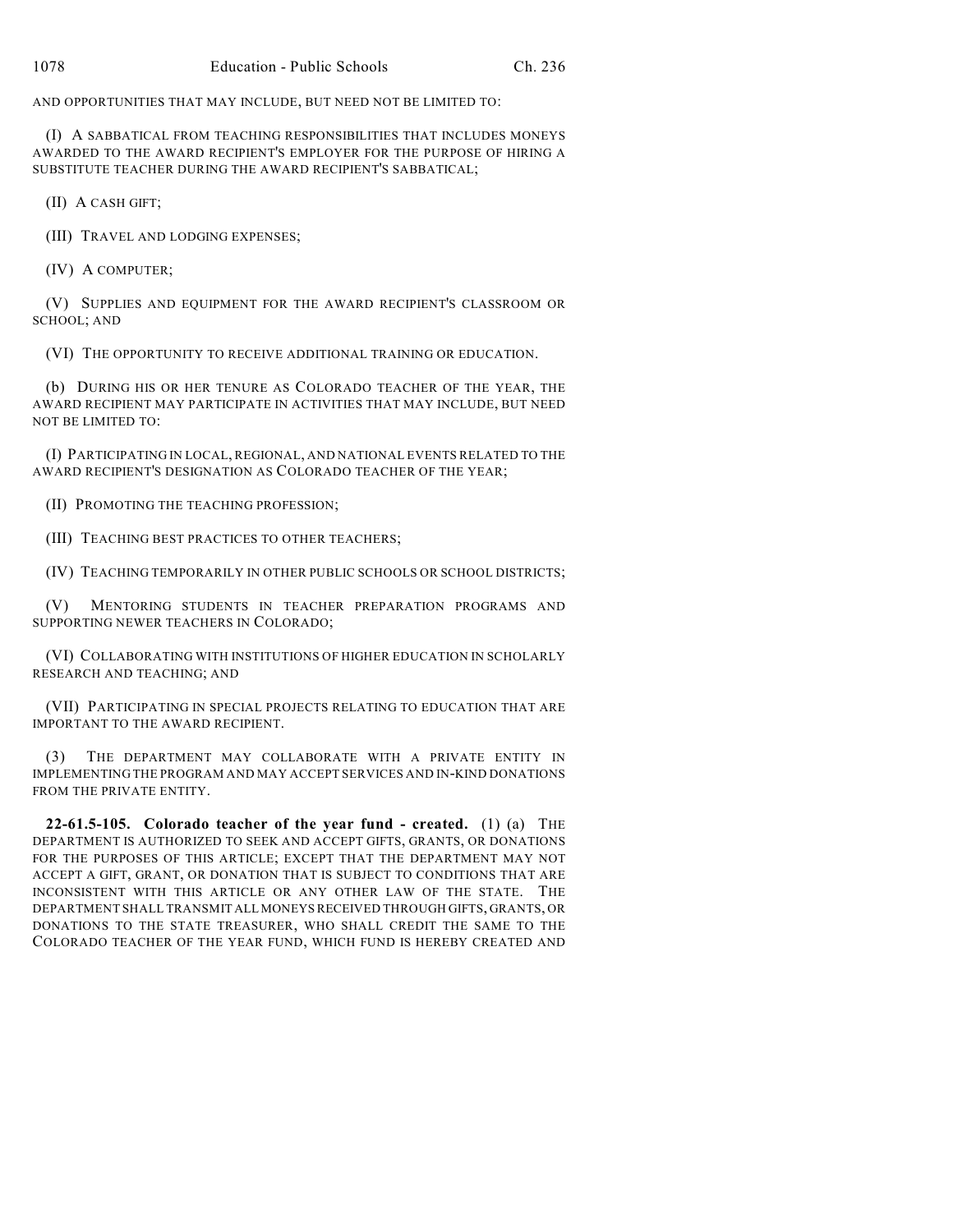AND OPPORTUNITIES THAT MAY INCLUDE, BUT NEED NOT BE LIMITED TO:

(I) A SABBATICAL FROM TEACHING RESPONSIBILITIES THAT INCLUDES MONEYS AWARDED TO THE AWARD RECIPIENT'S EMPLOYER FOR THE PURPOSE OF HIRING A SUBSTITUTE TEACHER DURING THE AWARD RECIPIENT'S SABBATICAL;

(II) A CASH GIFT;

(III) TRAVEL AND LODGING EXPENSES;

(IV) A COMPUTER;

(V) SUPPLIES AND EQUIPMENT FOR THE AWARD RECIPIENT'S CLASSROOM OR SCHOOL; AND

(VI) THE OPPORTUNITY TO RECEIVE ADDITIONAL TRAINING OR EDUCATION.

(b) DURING HIS OR HER TENURE AS COLORADO TEACHER OF THE YEAR, THE AWARD RECIPIENT MAY PARTICIPATE IN ACTIVITIES THAT MAY INCLUDE, BUT NEED NOT BE LIMITED TO:

(I) PARTICIPATING IN LOCAL, REGIONAL, AND NATIONAL EVENTS RELATED TO THE AWARD RECIPIENT'S DESIGNATION AS COLORADO TEACHER OF THE YEAR;

(II) PROMOTING THE TEACHING PROFESSION;

(III) TEACHING BEST PRACTICES TO OTHER TEACHERS;

(IV) TEACHING TEMPORARILY IN OTHER PUBLIC SCHOOLS OR SCHOOL DISTRICTS;

(V) MENTORING STUDENTS IN TEACHER PREPARATION PROGRAMS AND SUPPORTING NEWER TEACHERS IN COLORADO;

(VI) COLLABORATING WITH INSTITUTIONS OF HIGHER EDUCATION IN SCHOLARLY RESEARCH AND TEACHING; AND

(VII) PARTICIPATING IN SPECIAL PROJECTS RELATING TO EDUCATION THAT ARE IMPORTANT TO THE AWARD RECIPIENT.

(3) THE DEPARTMENT MAY COLLABORATE WITH A PRIVATE ENTITY IN IMPLEMENTING THE PROGRAM AND MAY ACCEPT SERVICES AND IN-KIND DONATIONS FROM THE PRIVATE ENTITY.

**22-61.5-105. Colorado teacher of the year fund - created.** (1) (a) THE DEPARTMENT IS AUTHORIZED TO SEEK AND ACCEPT GIFTS, GRANTS, OR DONATIONS FOR THE PURPOSES OF THIS ARTICLE; EXCEPT THAT THE DEPARTMENT MAY NOT ACCEPT A GIFT, GRANT, OR DONATION THAT IS SUBJECT TO CONDITIONS THAT ARE INCONSISTENT WITH THIS ARTICLE OR ANY OTHER LAW OF THE STATE. THE DEPARTMENT SHALL TRANSMIT ALL MONEYS RECEIVED THROUGH GIFTS, GRANTS, OR DONATIONS TO THE STATE TREASURER, WHO SHALL CREDIT THE SAME TO THE COLORADO TEACHER OF THE YEAR FUND, WHICH FUND IS HEREBY CREATED AND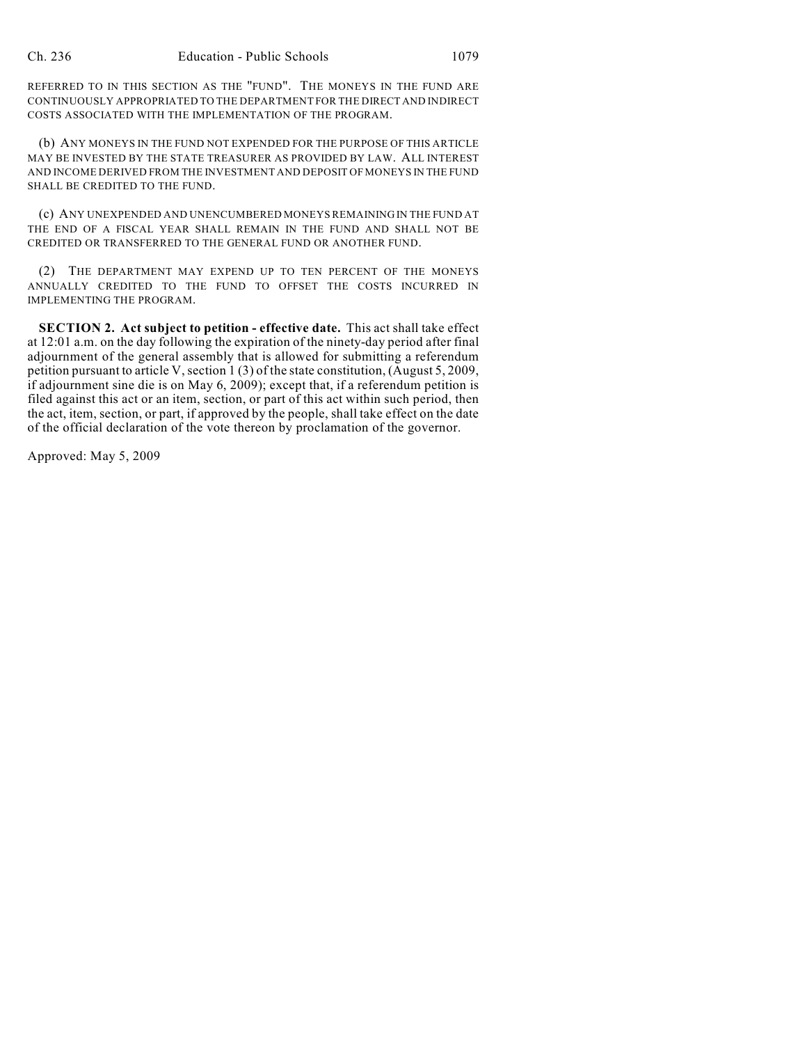REFERRED TO IN THIS SECTION AS THE "FUND". THE MONEYS IN THE FUND ARE CONTINUOUSLY APPROPRIATED TO THE DEPARTMENT FOR THE DIRECT AND INDIRECT COSTS ASSOCIATED WITH THE IMPLEMENTATION OF THE PROGRAM.

(b) ANY MONEYS IN THE FUND NOT EXPENDED FOR THE PURPOSE OF THIS ARTICLE MAY BE INVESTED BY THE STATE TREASURER AS PROVIDED BY LAW. ALL INTEREST AND INCOME DERIVED FROM THE INVESTMENT AND DEPOSIT OF MONEYS IN THE FUND SHALL BE CREDITED TO THE FUND.

(c) ANY UNEXPENDED AND UNENCUMBERED MONEYS REMAINING IN THE FUND AT THE END OF A FISCAL YEAR SHALL REMAIN IN THE FUND AND SHALL NOT BE CREDITED OR TRANSFERRED TO THE GENERAL FUND OR ANOTHER FUND.

(2) THE DEPARTMENT MAY EXPEND UP TO TEN PERCENT OF THE MONEYS ANNUALLY CREDITED TO THE FUND TO OFFSET THE COSTS INCURRED IN IMPLEMENTING THE PROGRAM.

**SECTION 2. Act subject to petition - effective date.** This act shall take effect at 12:01 a.m. on the day following the expiration of the ninety-day period after final adjournment of the general assembly that is allowed for submitting a referendum petition pursuant to article V, section 1 (3) of the state constitution, (August 5, 2009, if adjournment sine die is on May 6, 2009); except that, if a referendum petition is filed against this act or an item, section, or part of this act within such period, then the act, item, section, or part, if approved by the people, shall take effect on the date of the official declaration of the vote thereon by proclamation of the governor.

Approved: May 5, 2009